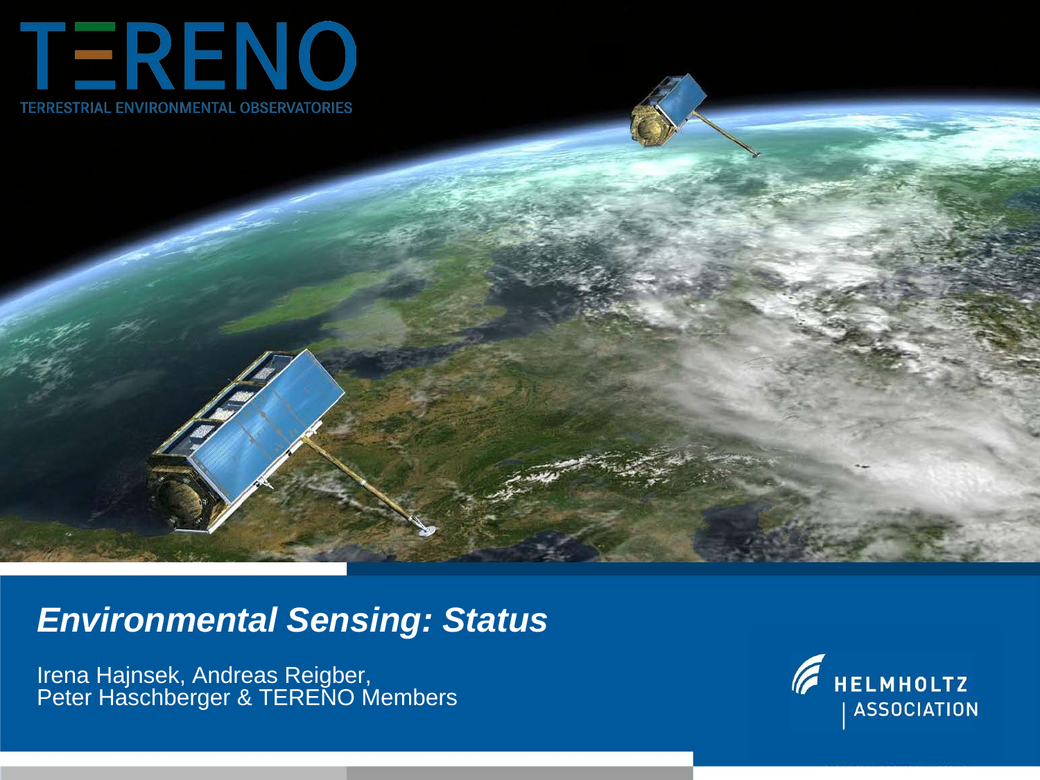TERENO

TERRESTRIAL ENVIRONMENTAL OBSERVATORIES

# *Environmental Sensing: Status*

Irena Hajnsek, Andreas Reigber,
Peter Haschberger & TERENO Members

HELMHOLTZ ASSOCIATION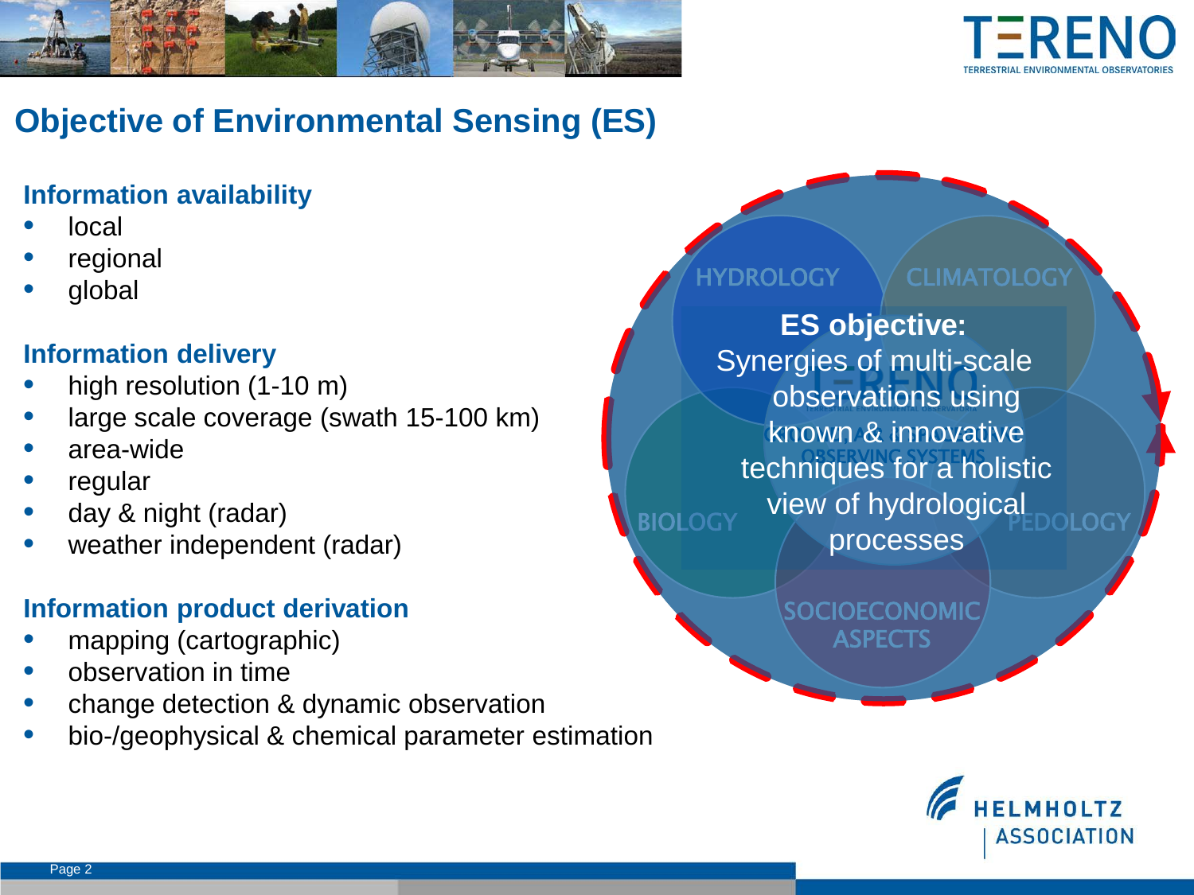# Objective of Environmental Sensing (ES)

### Information availability

- local
- regional
- global

### Information delivery

- high resolution (1-10 m)
- large scale coverage (swath 15-100 km)
- area-wide
- regular
- day & night (radar)
- weather independent (radar)

### Information product derivation

- mapping (cartographic)
- observation in time
- change detection & dynamic observation
- bio-/geophysical & chemical parameter estimation

HYDROLOGY CLIMATOLOGY BIOLOGY PEDOLOGY SOCIOECONOMIC ASPECTS

**ES objective:**
Synergies of multi-scale observations using known & innovative techniques for a holistic view of hydrological processes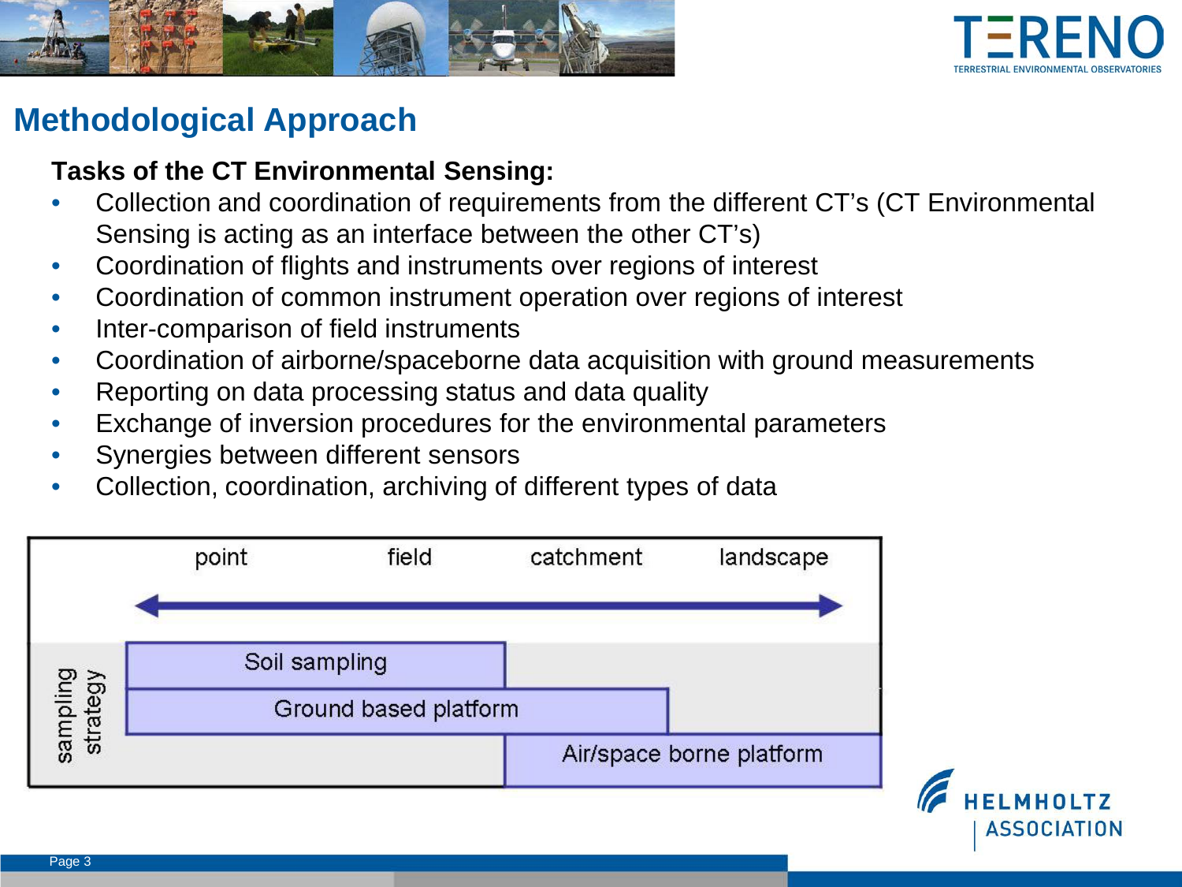# Methodological Approach

**Tasks of the CT Environmental Sensing:**

- Collection and coordination of requirements from the different CT's (CT Environmental Sensing is acting as an interface between the other CT's)
- Coordination of flights and instruments over regions of interest
- Coordination of common instrument operation over regions of interest
- Inter-comparison of field instruments
- Coordination of airborne/spaceborne data acquisition with ground measurements
- Reporting on data processing status and data quality
- Exchange of inversion procedures for the environmental parameters
- Synergies between different sensors
- Collection, coordination, archiving of different types of data

| | point | field | catchment | landscape |
|---|---|---|---|---|
| sampling strategy | Soil sampling | Soil sampling | | |
| | Ground based platform | Ground based platform | Ground based platform | |
| | | | Air/space borne platform | Air/space borne platform |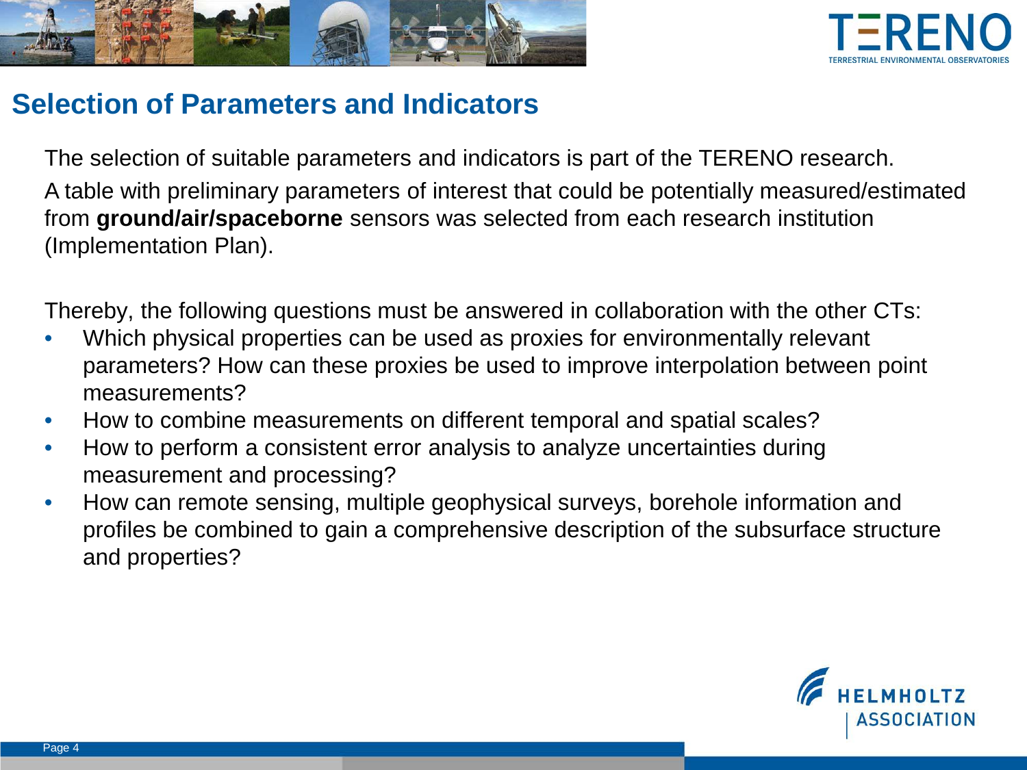# Selection of Parameters and Indicators

The selection of suitable parameters and indicators is part of the TERENO research.

A table with preliminary parameters of interest that could be potentially measured/estimated from **ground/air/spaceborne** sensors was selected from each research institution (Implementation Plan).

Thereby, the following questions must be answered in collaboration with the other CTs:

- Which physical properties can be used as proxies for environmentally relevant parameters? How can these proxies be used to improve interpolation between point measurements?
- How to combine measurements on different temporal and spatial scales?
- How to perform a consistent error analysis to analyze uncertainties during measurement and processing?
- How can remote sensing, multiple geophysical surveys, borehole information and profiles be combined to gain a comprehensive description of the subsurface structure and properties?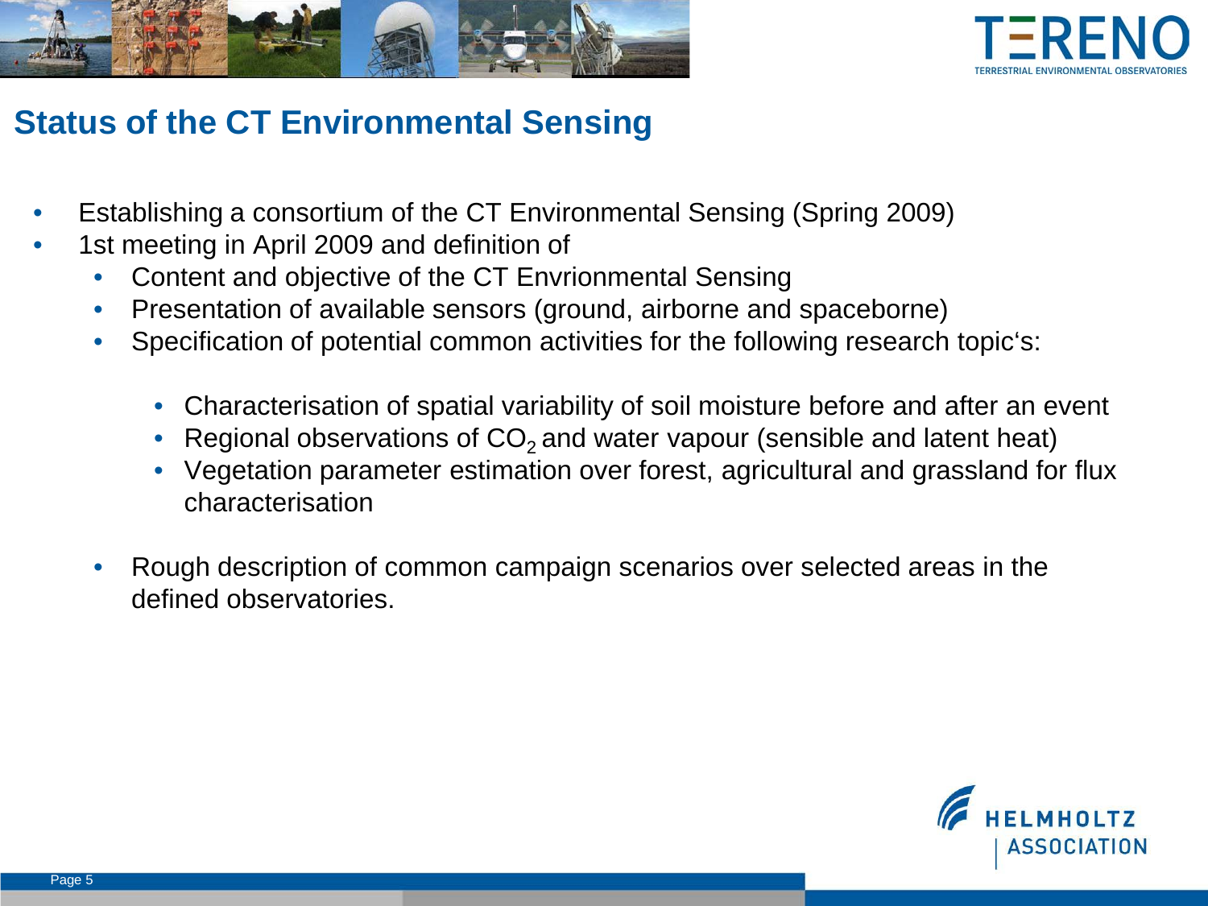## Status of the CT Environmental Sensing

- Establishing a consortium of the CT Environmental Sensing (Spring 2009)
- 1st meeting in April 2009 and definition of
  - Content and objective of the CT Envrionmental Sensing
  - Presentation of available sensors (ground, airborne and spaceborne)
  - Specification of potential common activities for the following research topic's:
    - Characterisation of spatial variability of soil moisture before and after an event
    - Regional observations of $CO_2$ and water vapour (sensible and latent heat)
    - Vegetation parameter estimation over forest, agricultural and grassland for flux characterisation
  - Rough description of common campaign scenarios over selected areas in the defined observatories.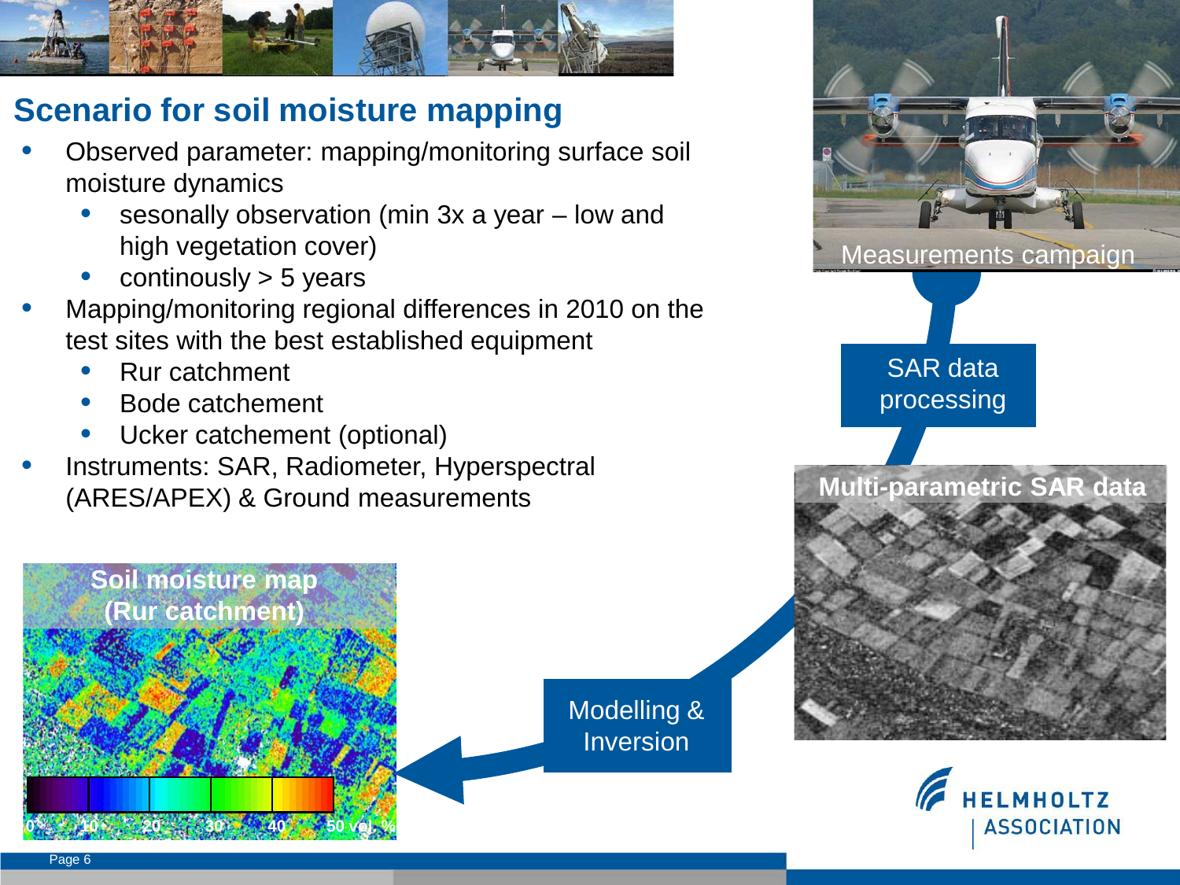## Scenario for soil moisture mapping

- Observed parameter: mapping/monitoring surface soil moisture dynamics
  - sesonally observation (min 3x a year – low and high vegetation cover)
  - continously > 5 years
- Mapping/monitoring regional differences in 2010 on the test sites with the best established equipment
  - Rur catchment
  - Bode catchement
  - Ucker catchement (optional)
- Instruments: SAR, Radiometer, Hyperspectral (ARES/APEX) & Ground measurements

Measurements campaign

SAR data processing

Multi-parametric SAR data

Modelling & Inversion

Soil moisture map (Rur catchment)

0 10 20 30 40 50 vol. %

HELMHOLTZ ASSOCIATION